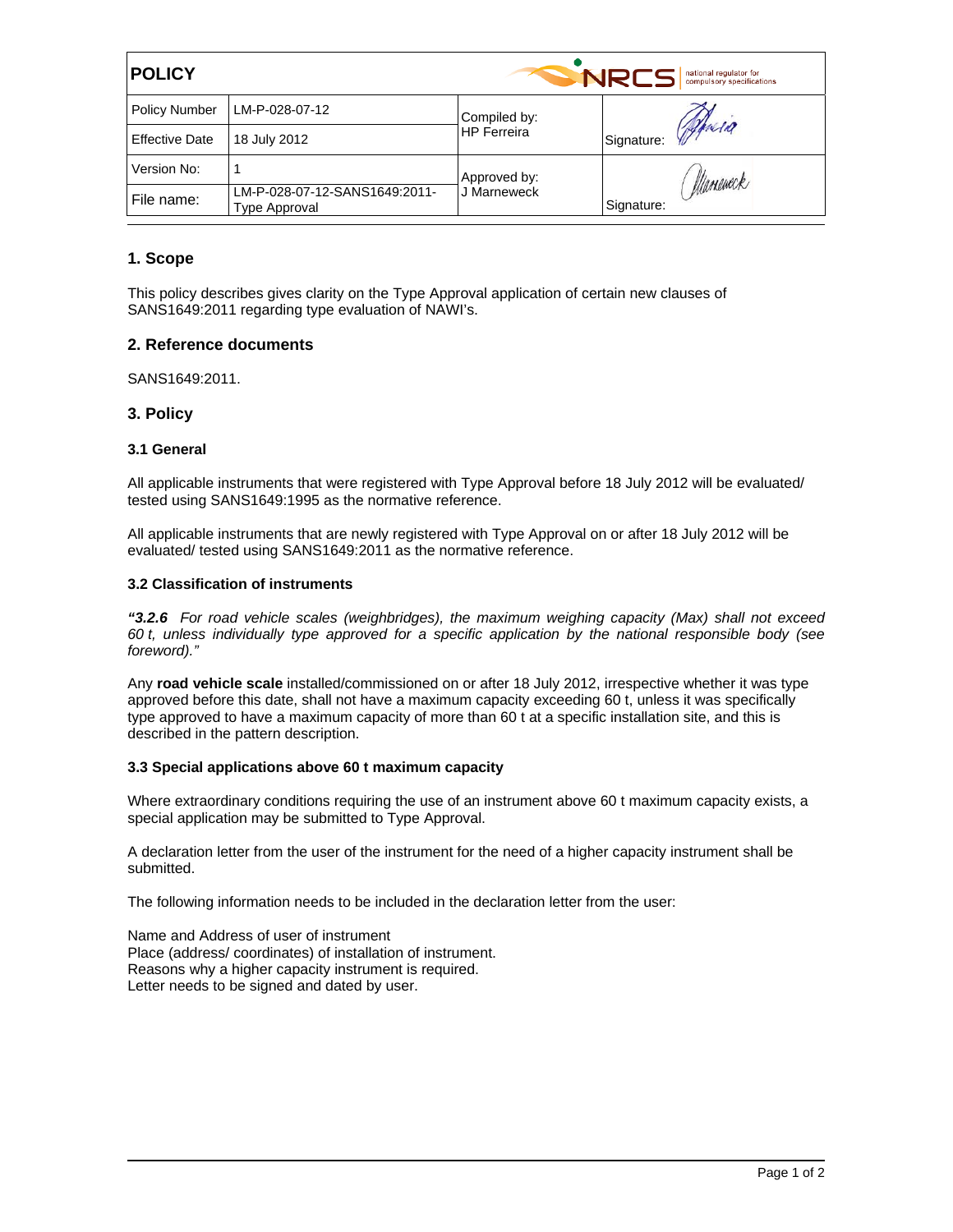| POLICY | | | NRCS national regulator for compulsory specifications |
|---|---|---|---|
| Policy Number | LM-P-028-07-12 | Compiled by: HP Ferreira | Signature: |
| Effective Date | 18 July 2012 | | |
| Version No: | 1 | Approved by: J Marneweck | Signature: |
| File name: | LM-P-028-07-12-SANS1649:2011-Type Approval | | |

## 1. Scope

This policy describes gives clarity on the Type Approval application of certain new clauses of SANS1649:2011 regarding type evaluation of NAWI's.

## 2. Reference documents

SANS1649:2011.

## 3. Policy

### 3.1 General

All applicable instruments that were registered with Type Approval before 18 July 2012 will be evaluated/ tested using SANS1649:1995 as the normative reference.

All applicable instruments that are newly registered with Type Approval on or after 18 July 2012 will be evaluated/ tested using SANS1649:2011 as the normative reference.

### 3.2 Classification of instruments

***"3.2.6*** *For road vehicle scales (weighbridges), the maximum weighing capacity (Max) shall not exceed 60 t, unless individually type approved for a specific application by the national responsible body (see foreword)."*

Any **road vehicle scale** installed/commissioned on or after 18 July 2012, irrespective whether it was type approved before this date, shall not have a maximum capacity exceeding 60 t, unless it was specifically type approved to have a maximum capacity of more than 60 t at a specific installation site, and this is described in the pattern description.

### 3.3 Special applications above 60 t maximum capacity

Where extraordinary conditions requiring the use of an instrument above 60 t maximum capacity exists, a special application may be submitted to Type Approval.

A declaration letter from the user of the instrument for the need of a higher capacity instrument shall be submitted.

The following information needs to be included in the declaration letter from the user:

Name and Address of user of instrument
Place (address/ coordinates) of installation of instrument.
Reasons why a higher capacity instrument is required.
Letter needs to be signed and dated by user.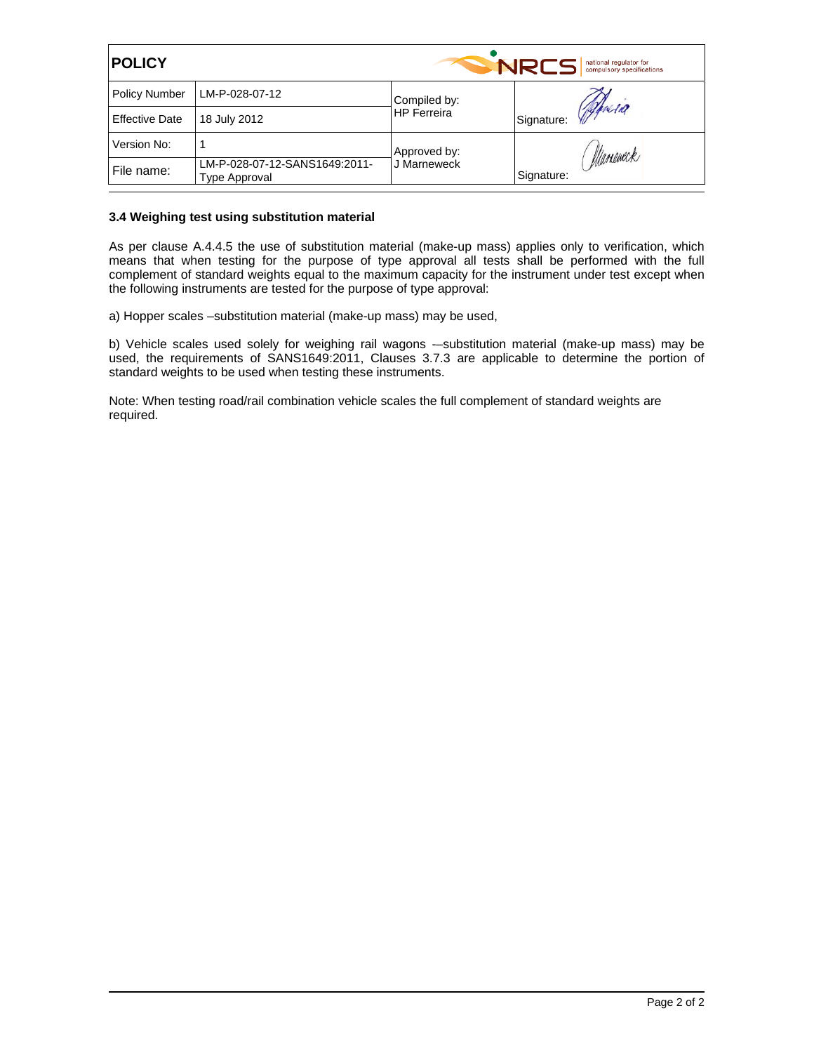| **POLICY** | | | NRCS national regulator for compulsory specifications |
| --- | --- | --- | --- |
| Policy Number | LM-P-028-07-12 | Compiled by: HP Ferreira | Signature: |
| Effective Date | 18 July 2012 | | |
| Version No: | 1 | Approved by: J Marneweck | Signature: |
| File name: | LM-P-028-07-12-SANS1649:2011-Type Approval | | |

### 3.4 Weighing test using substitution material

As per clause A.4.4.5 the use of substitution material (make-up mass) applies only to verification, which means that when testing for the purpose of type approval all tests shall be performed with the full complement of standard weights equal to the maximum capacity for the instrument under test except when the following instruments are tested for the purpose of type approval:

a) Hopper scales –substitution material (make-up mass) may be used,

b) Vehicle scales used solely for weighing rail wagons -–substitution material (make-up mass) may be used, the requirements of SANS1649:2011, Clauses 3.7.3 are applicable to determine the portion of standard weights to be used when testing these instruments.

Note: When testing road/rail combination vehicle scales the full complement of standard weights are required.